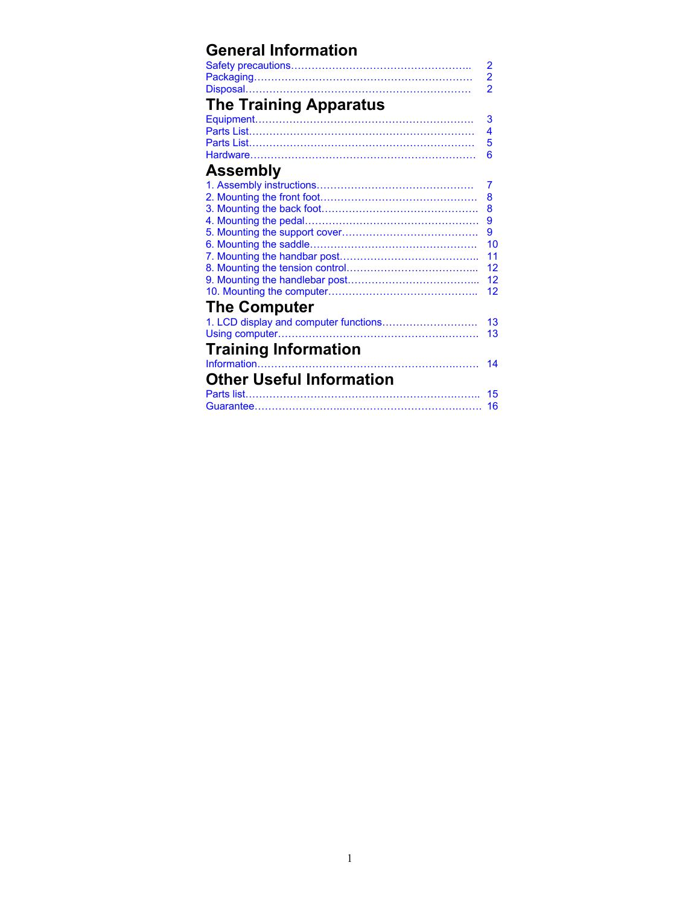# General Information

Safety precautions……………………………………………….. 2
Packaging………………………………………………………… 2
Disposal…………………………………………………………… 2

# The Training Apparatus

Equipment………………………………………………………… 3
Parts List…………………………………………………………… 4
Parts List…………………………………………………………… 5
Hardware…………………………………………………………… 6

# Assembly

1. Assembly instructions……………………………………… 7
2. Mounting the front foot……………………………………… 8
3. Mounting the back foot……………………………………… 8
4. Mounting the pedal………………………………………… 9
5. Mounting the support cover……………………………… 9
6. Mounting the saddle………………………………………… 10
7. Mounting the handbar post……………………………….. 11
8. Mounting the tension control…………………………….. 12
9. Mounting the handlebar post…………………………….. 12
10. Mounting the computer………………………………….. 12

# The Computer

1. LCD display and computer functions……………………… 13

Using computer…………………………………………………. 13

# Training Information

Information………………………………………………………. 14

# Other Useful Information

Parts list………………………………………………………….. 15
Guarantee………………………………………………………… 16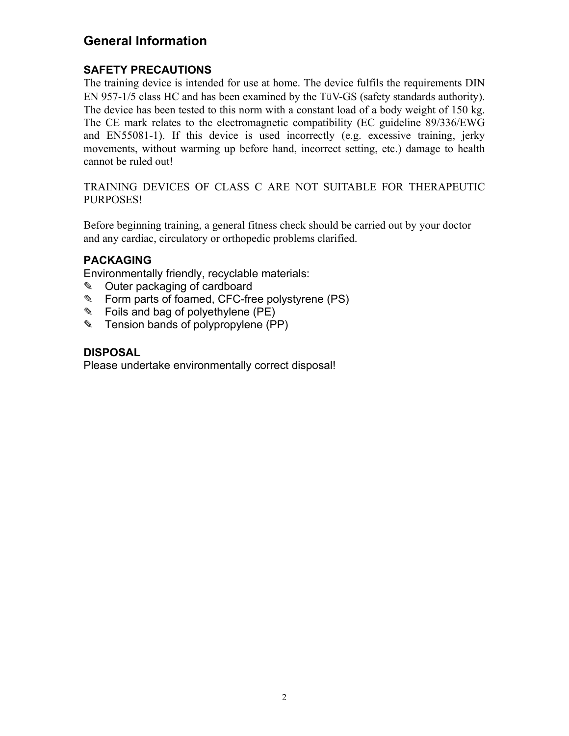## General Information

### SAFETY PRECAUTIONS

The training device is intended for use at home. The device fulfils the requirements DIN EN 957-1/5 class HC and has been examined by the TüV-GS (safety standards authority). The device has been tested to this norm with a constant load of a body weight of 150 kg. The CE mark relates to the electromagnetic compatibility (EC guideline 89/336/EWG and EN55081-1). If this device is used incorrectly (e.g. excessive training, jerky movements, without warming up before hand, incorrect setting, etc.) damage to health cannot be ruled out!

TRAINING DEVICES OF CLASS C ARE NOT SUITABLE FOR THERAPEUTIC PURPOSES!

Before beginning training, a general fitness check should be carried out by your doctor and any cardiac, circulatory or orthopedic problems clarified.

### PACKAGING

Environmentally friendly, recyclable materials:

- Outer packaging of cardboard
- Form parts of foamed, CFC-free polystyrene (PS)
- Foils and bag of polyethylene (PE)
- Tension bands of polypropylene (PP)

### DISPOSAL

Please undertake environmentally correct disposal!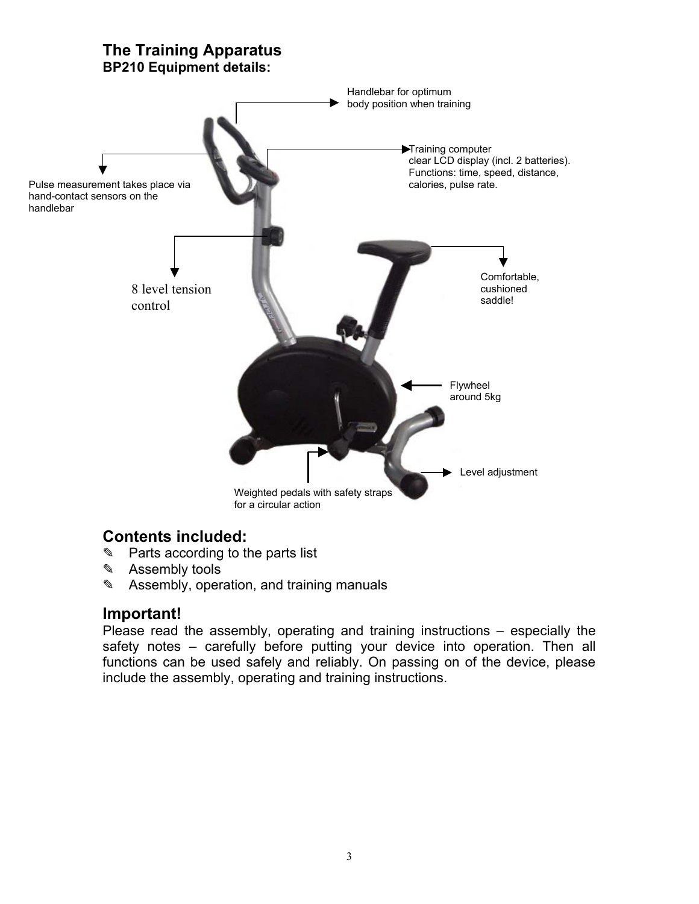# The Training Apparatus

**BP210 Equipment details:**

Handlebar for optimum body position when training

Training computer clear LCD display (incl. 2 batteries). Functions: time, speed, distance, calories, pulse rate.

Pulse measurement takes place via hand-contact sensors on the handlebar

8 level tension control

Comfortable, cushioned saddle!

Flywheel around 5kg

Level adjustment

Weighted pedals with safety straps for a circular action

## Contents included:

- ✎ Parts according to the parts list
- ✎ Assembly tools
- ✎ Assembly, operation, and training manuals

## Important!

Please read the assembly, operating and training instructions – especially the safety notes – carefully before putting your device into operation. Then all functions can be used safely and reliably. On passing on of the device, please include the assembly, operating and training instructions.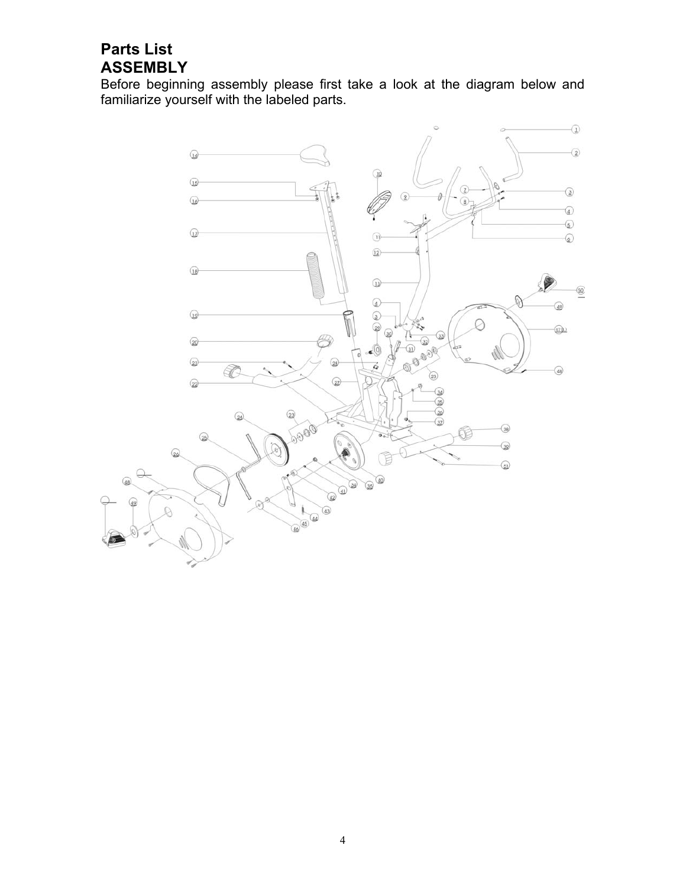# Parts List

## ASSEMBLY

Before beginning assembly please first take a look at the diagram below and familiarize yourself with the labeled parts.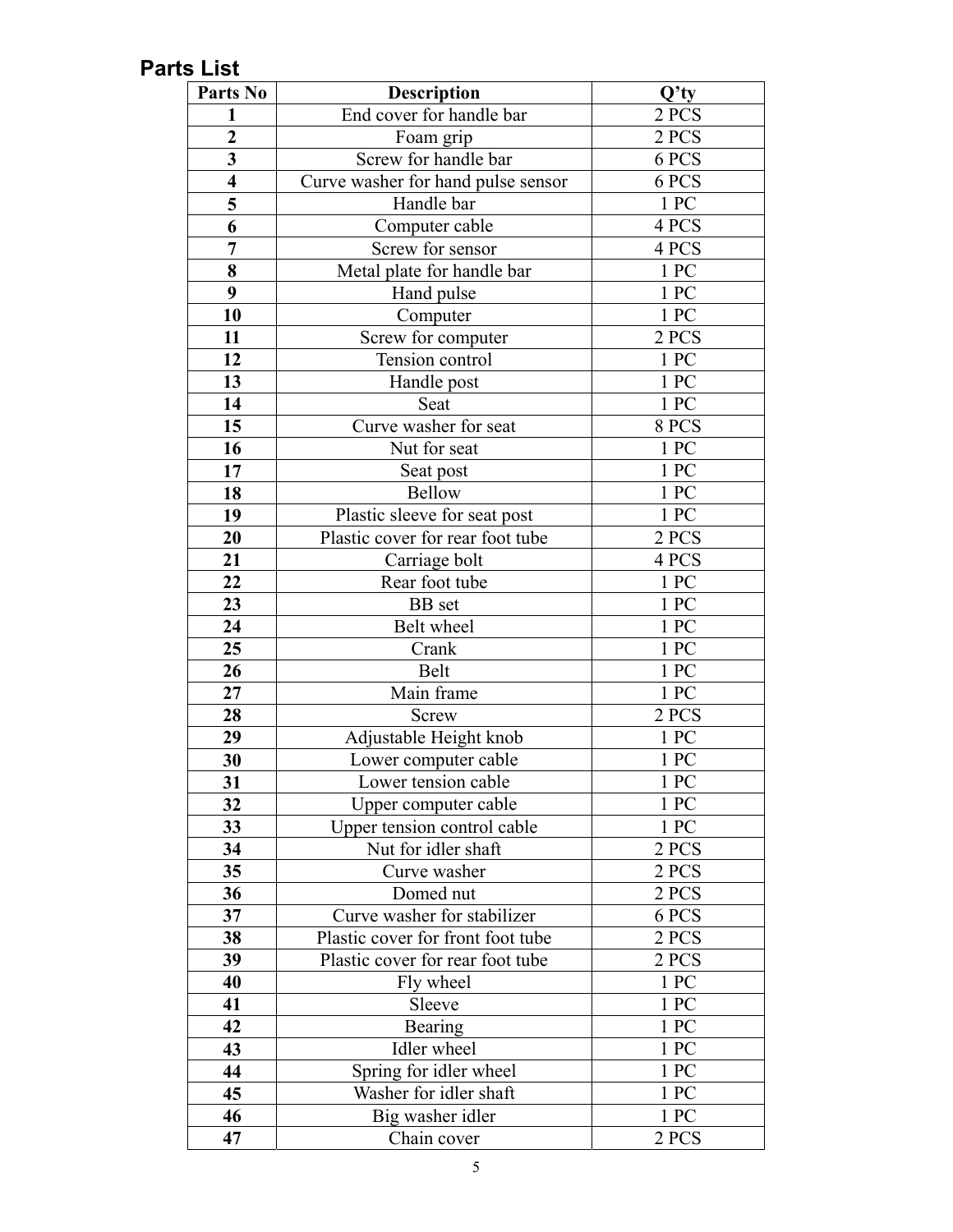## Parts List

| Parts No | Description | Q'ty |
|---|---|---|
| **1** | End cover for handle bar | 2 PCS |
| **2** | Foam grip | 2 PCS |
| **3** | Screw for handle bar | 6 PCS |
| **4** | Curve washer for hand pulse sensor | 6 PCS |
| **5** | Handle bar | 1 PC |
| **6** | Computer cable | 4 PCS |
| **7** | Screw for sensor | 4 PCS |
| **8** | Metal plate for handle bar | 1 PC |
| **9** | Hand pulse | 1 PC |
| **10** | Computer | 1 PC |
| **11** | Screw for computer | 2 PCS |
| **12** | Tension control | 1 PC |
| **13** | Handle post | 1 PC |
| **14** | Seat | 1 PC |
| **15** | Curve washer for seat | 8 PCS |
| **16** | Nut for seat | 1 PC |
| **17** | Seat post | 1 PC |
| **18** | Bellow | 1 PC |
| **19** | Plastic sleeve for seat post | 1 PC |
| **20** | Plastic cover for rear foot tube | 2 PCS |
| **21** | Carriage bolt | 4 PCS |
| **22** | Rear foot tube | 1 PC |
| **23** | BB set | 1 PC |
| **24** | Belt wheel | 1 PC |
| **25** | Crank | 1 PC |
| **26** | Belt | 1 PC |
| **27** | Main frame | 1 PC |
| **28** | Screw | 2 PCS |
| **29** | Adjustable Height knob | 1 PC |
| **30** | Lower computer cable | 1 PC |
| **31** | Lower tension cable | 1 PC |
| **32** | Upper computer cable | 1 PC |
| **33** | Upper tension control cable | 1 PC |
| **34** | Nut for idler shaft | 2 PCS |
| **35** | Curve washer | 2 PCS |
| **36** | Domed nut | 2 PCS |
| **37** | Curve washer for stabilizer | 6 PCS |
| **38** | Plastic cover for front foot tube | 2 PCS |
| **39** | Plastic cover for rear foot tube | 2 PCS |
| **40** | Fly wheel | 1 PC |
| **41** | Sleeve | 1 PC |
| **42** | Bearing | 1 PC |
| **43** | Idler wheel | 1 PC |
| **44** | Spring for idler wheel | 1 PC |
| **45** | Washer for idler shaft | 1 PC |
| **46** | Big washer idler | 1 PC |
| **47** | Chain cover | 2 PCS |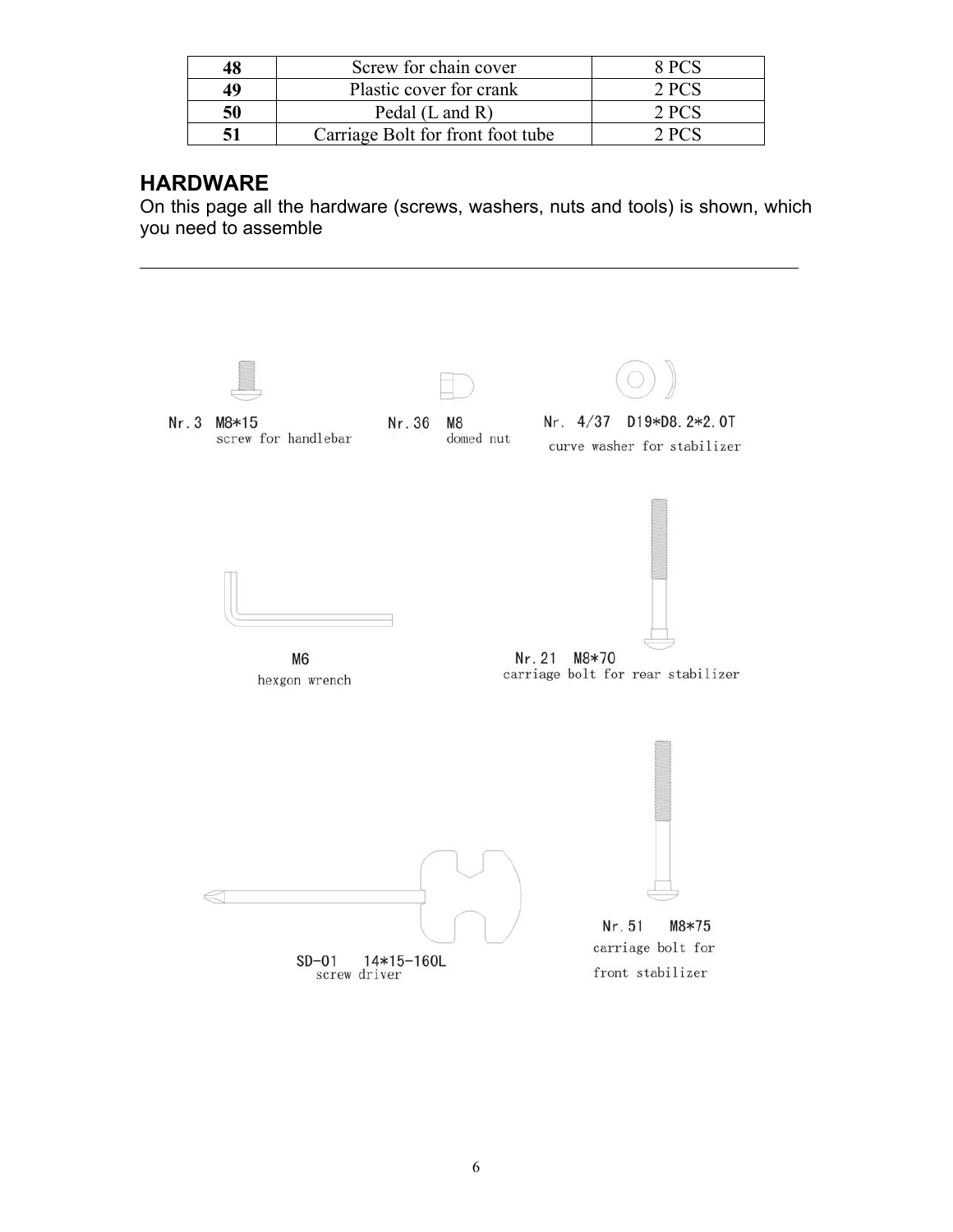| 48 | Screw for chain cover | 8 PCS |
|---|---|---|
| 49 | Plastic cover for crank | 2 PCS |
| 50 | Pedal (L and R) | 2 PCS |
| 51 | Carriage Bolt for front foot tube | 2 PCS |

## HARDWARE

On this page all the hardware (screws, washers, nuts and tools) is shown, which you need to assemble

---

Nr. 3 M8*15
screw for handlebar

Nr. 36 M8
domed nut

Nr. 4/37 D19*D8.2*2.0T
curve washer for stabilizer

M6
hexgon wrench

Nr. 21 M8*70
carriage bolt for rear stabilizer

SD-01 14*15-160L
screw driver

Nr. 51 M8*75
carriage bolt for front stabilizer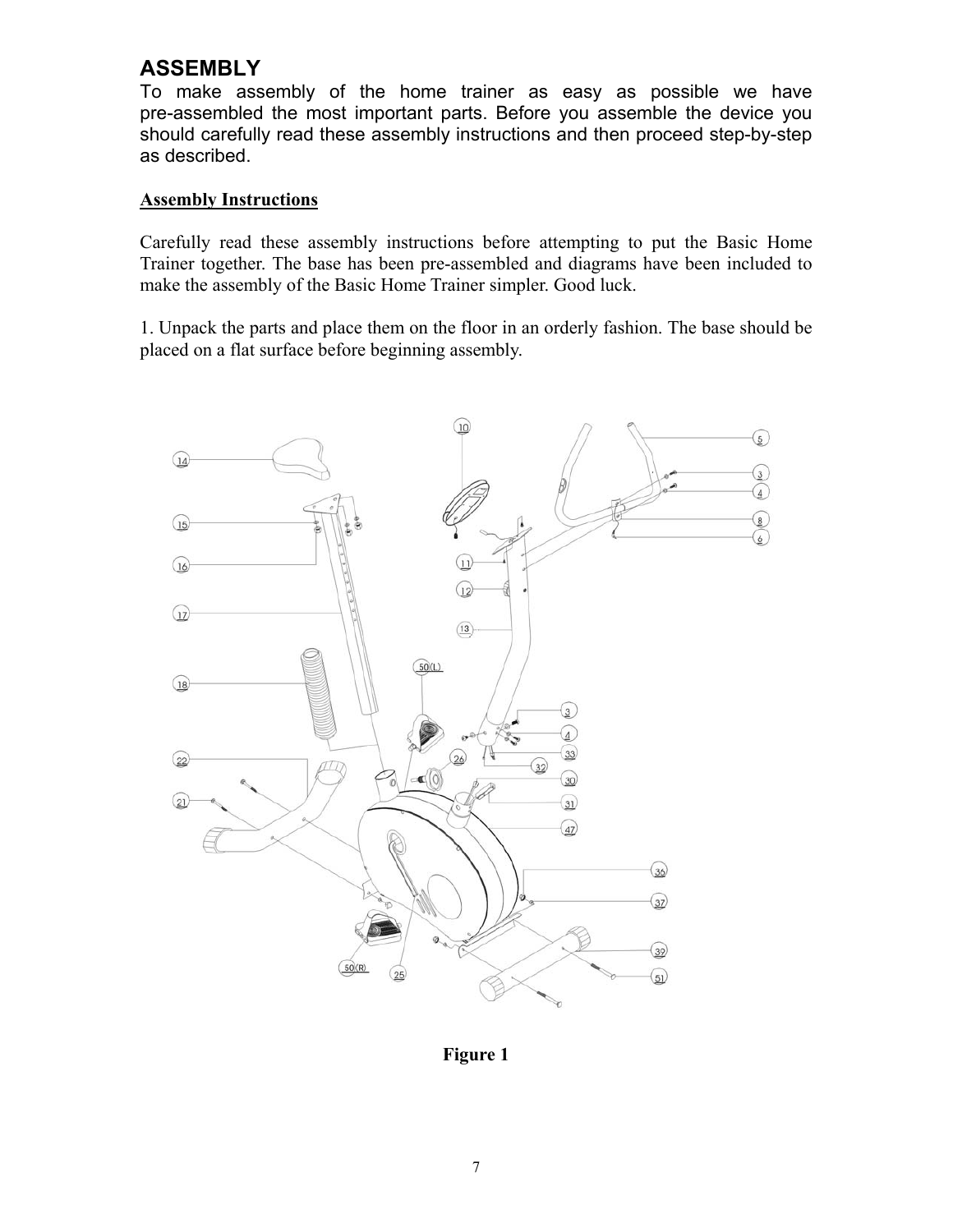# ASSEMBLY

To make assembly of the home trainer as easy as possible we have pre-assembled the most important parts. Before you assemble the device you should carefully read these assembly instructions and then proceed step-by-step as described.

## Assembly Instructions

Carefully read these assembly instructions before attempting to put the Basic Home Trainer together. The base has been pre-assembled and diagrams have been included to make the assembly of the Basic Home Trainer simpler. Good luck.

1. Unpack the parts and place them on the floor in an orderly fashion. The base should be placed on a flat surface before beginning assembly.

**Figure 1**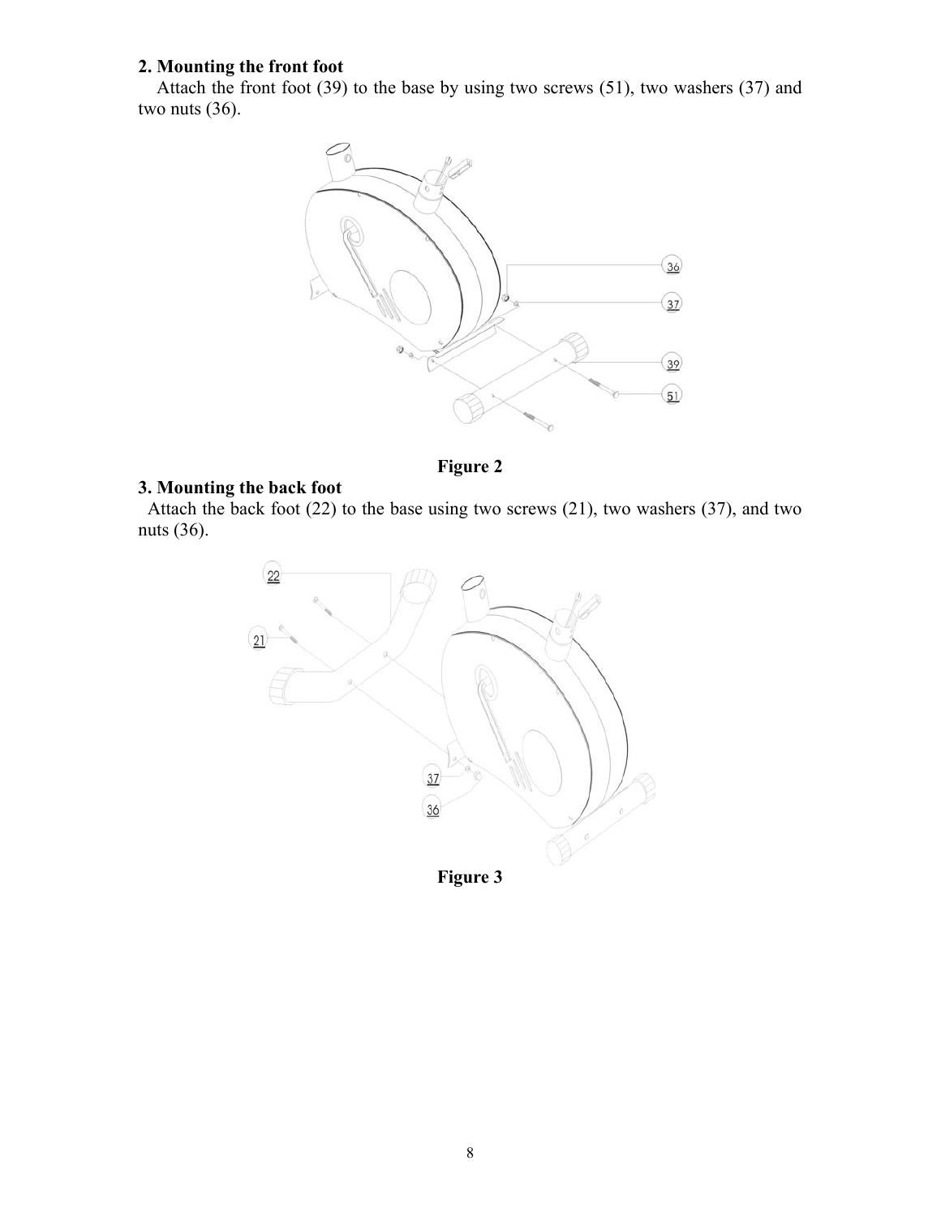## 2. Mounting the front foot

Attach the front foot (39) to the base by using two screws (51), two washers (37) and two nuts (36).

Figure 2

## 3. Mounting the back foot

Attach the back foot (22) to the base using two screws (21), two washers (37), and two nuts (36).

Figure 3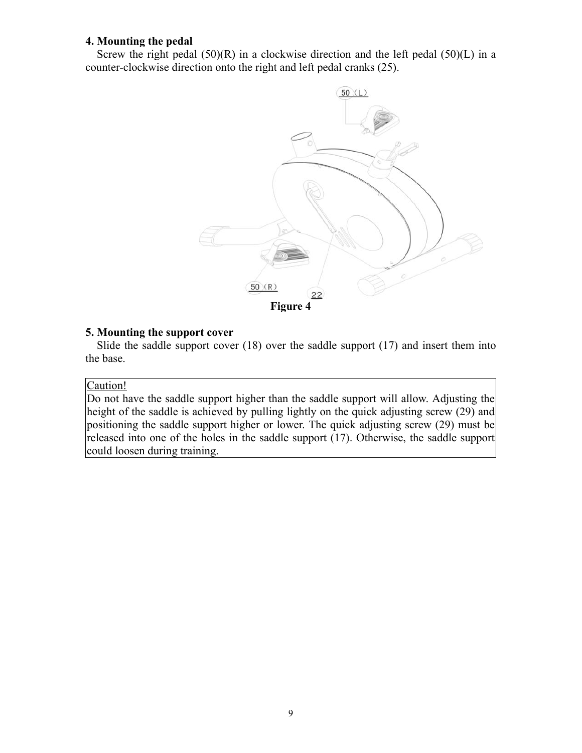### 4. Mounting the pedal

Screw the right pedal (50)(R) in a clockwise direction and the left pedal (50)(L) in a counter-clockwise direction onto the right and left pedal cranks (25).

**Figure 4**

### 5. Mounting the support cover

Slide the saddle support cover (18) over the saddle support (17) and insert them into the base.

| Caution! |
| --- |
| Do not have the saddle support higher than the saddle support will allow. Adjusting the height of the saddle is achieved by pulling lightly on the quick adjusting screw (29) and positioning the saddle support higher or lower. The quick adjusting screw (29) must be released into one of the holes in the saddle support (17). Otherwise, the saddle support could loosen during training. |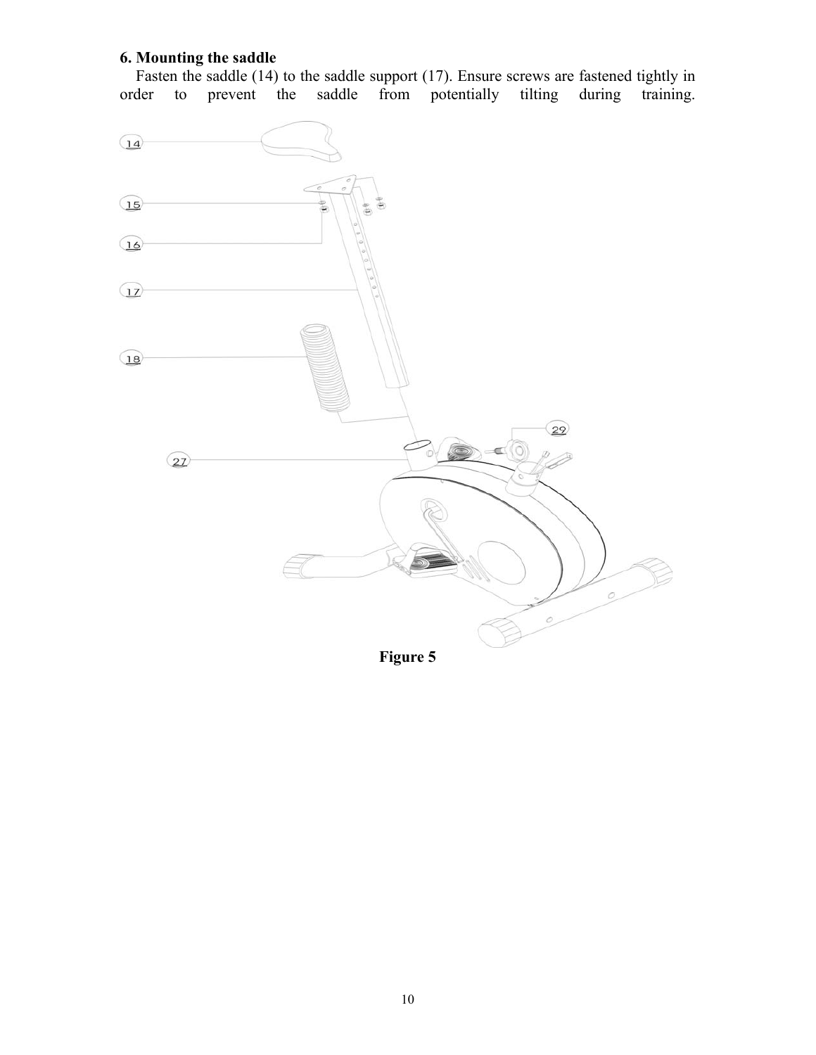### 6. Mounting the saddle

Fasten the saddle (14) to the saddle support (17). Ensure screws are fastened tightly in order to prevent the saddle from potentially tilting during training.

Figure 5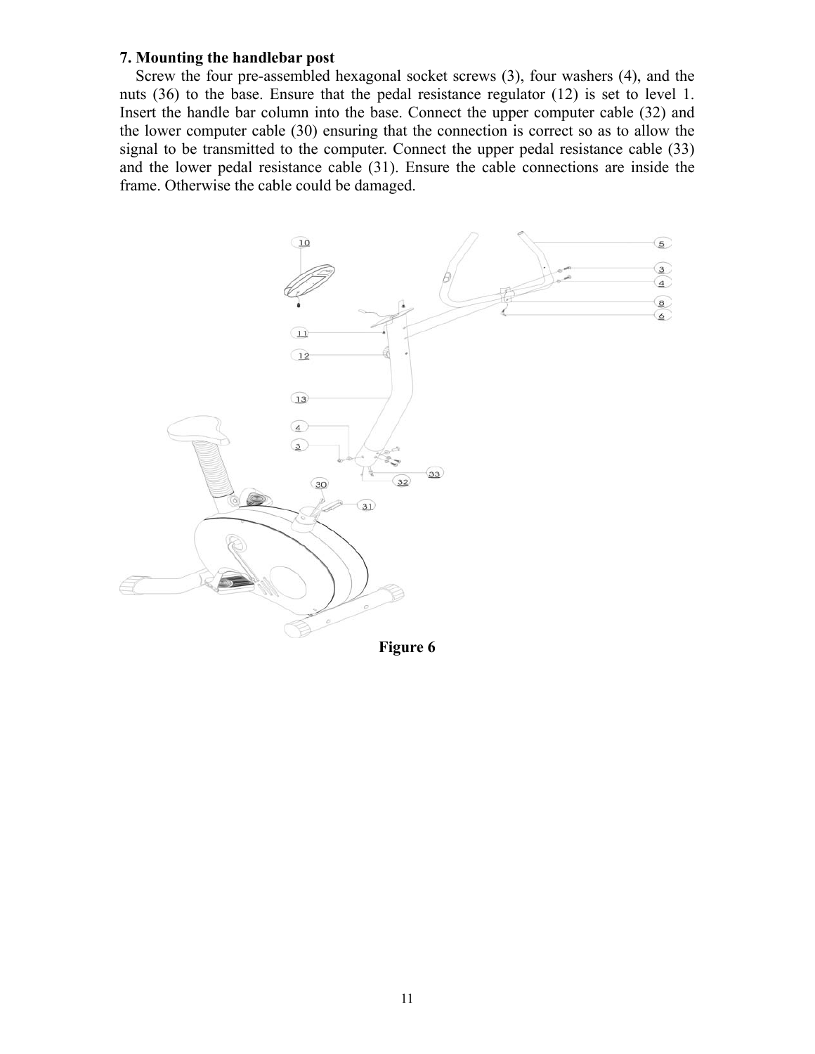### 7. Mounting the handlebar post

Screw the four pre-assembled hexagonal socket screws (3), four washers (4), and the nuts (36) to the base. Ensure that the pedal resistance regulator (12) is set to level 1. Insert the handle bar column into the base. Connect the upper computer cable (32) and the lower computer cable (30) ensuring that the connection is correct so as to allow the signal to be transmitted to the computer. Connect the upper pedal resistance cable (33) and the lower pedal resistance cable (31). Ensure the cable connections are inside the frame. Otherwise the cable could be damaged.

**Figure 6**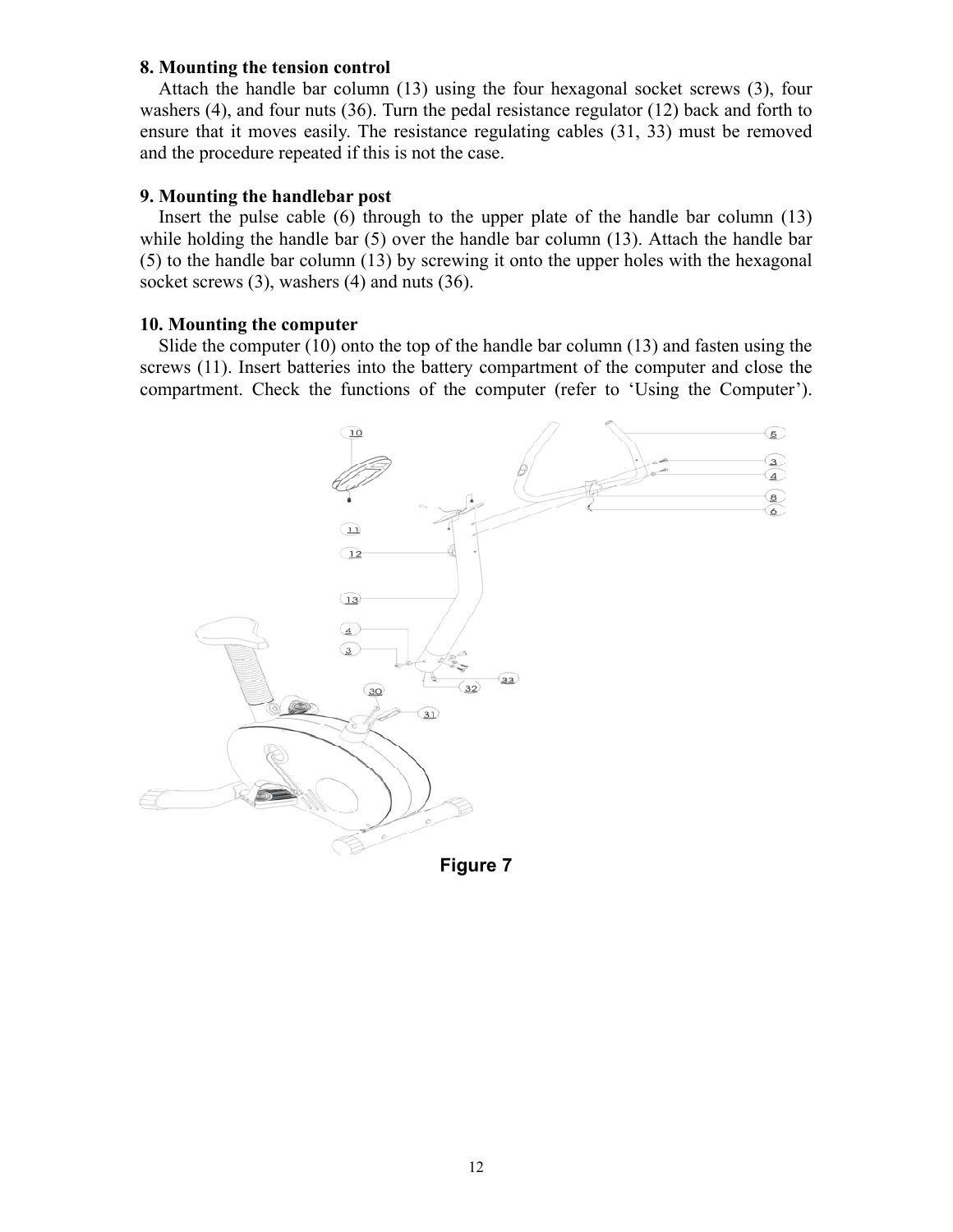**8. Mounting the tension control**

Attach the handle bar column (13) using the four hexagonal socket screws (3), four washers (4), and four nuts (36). Turn the pedal resistance regulator (12) back and forth to ensure that it moves easily. The resistance regulating cables (31, 33) must be removed and the procedure repeated if this is not the case.

**9. Mounting the handlebar post**

Insert the pulse cable (6) through to the upper plate of the handle bar column (13) while holding the handle bar (5) over the handle bar column (13). Attach the handle bar (5) to the handle bar column (13) by screwing it onto the upper holes with the hexagonal socket screws (3), washers (4) and nuts (36).

**10. Mounting the computer**

Slide the computer (10) onto the top of the handle bar column (13) and fasten using the screws (11). Insert batteries into the battery compartment of the computer and close the compartment. Check the functions of the computer (refer to 'Using the Computer').

**Figure 7**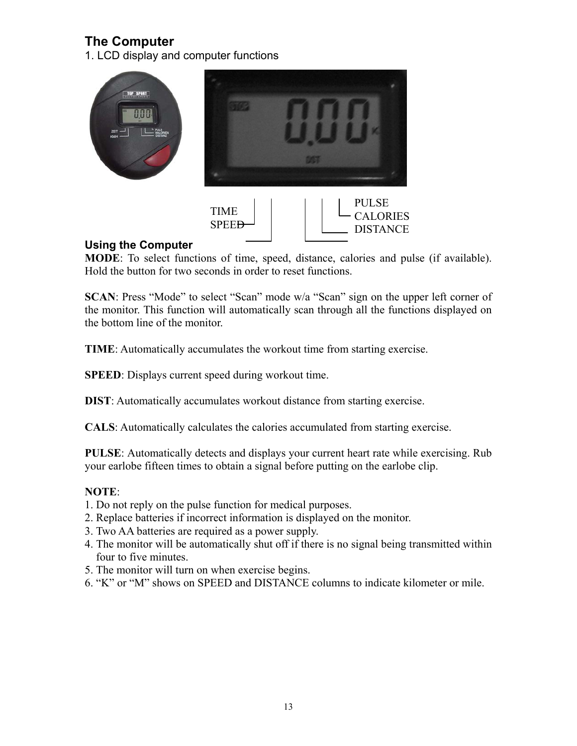## The Computer

1. LCD display and computer functions

TIME
SPEED

PULSE
CALORIES
DISTANCE

### Using the Computer

**MODE**: To select functions of time, speed, distance, calories and pulse (if available). Hold the button for two seconds in order to reset functions.

**SCAN**: Press "Mode" to select "Scan" mode w/a "Scan" sign on the upper left corner of the monitor. This function will automatically scan through all the functions displayed on the bottom line of the monitor.

**TIME**: Automatically accumulates the workout time from starting exercise.

**SPEED**: Displays current speed during workout time.

**DIST**: Automatically accumulates workout distance from starting exercise.

**CALS**: Automatically calculates the calories accumulated from starting exercise.

**PULSE**: Automatically detects and displays your current heart rate while exercising. Rub your earlobe fifteen times to obtain a signal before putting on the earlobe clip.

**NOTE**:

1. Do not reply on the pulse function for medical purposes.
2. Replace batteries if incorrect information is displayed on the monitor.
3. Two AA batteries are required as a power supply.
4. The monitor will be automatically shut off if there is no signal being transmitted within four to five minutes.
5. The monitor will turn on when exercise begins.
6. "K" or "M" shows on SPEED and DISTANCE columns to indicate kilometer or mile.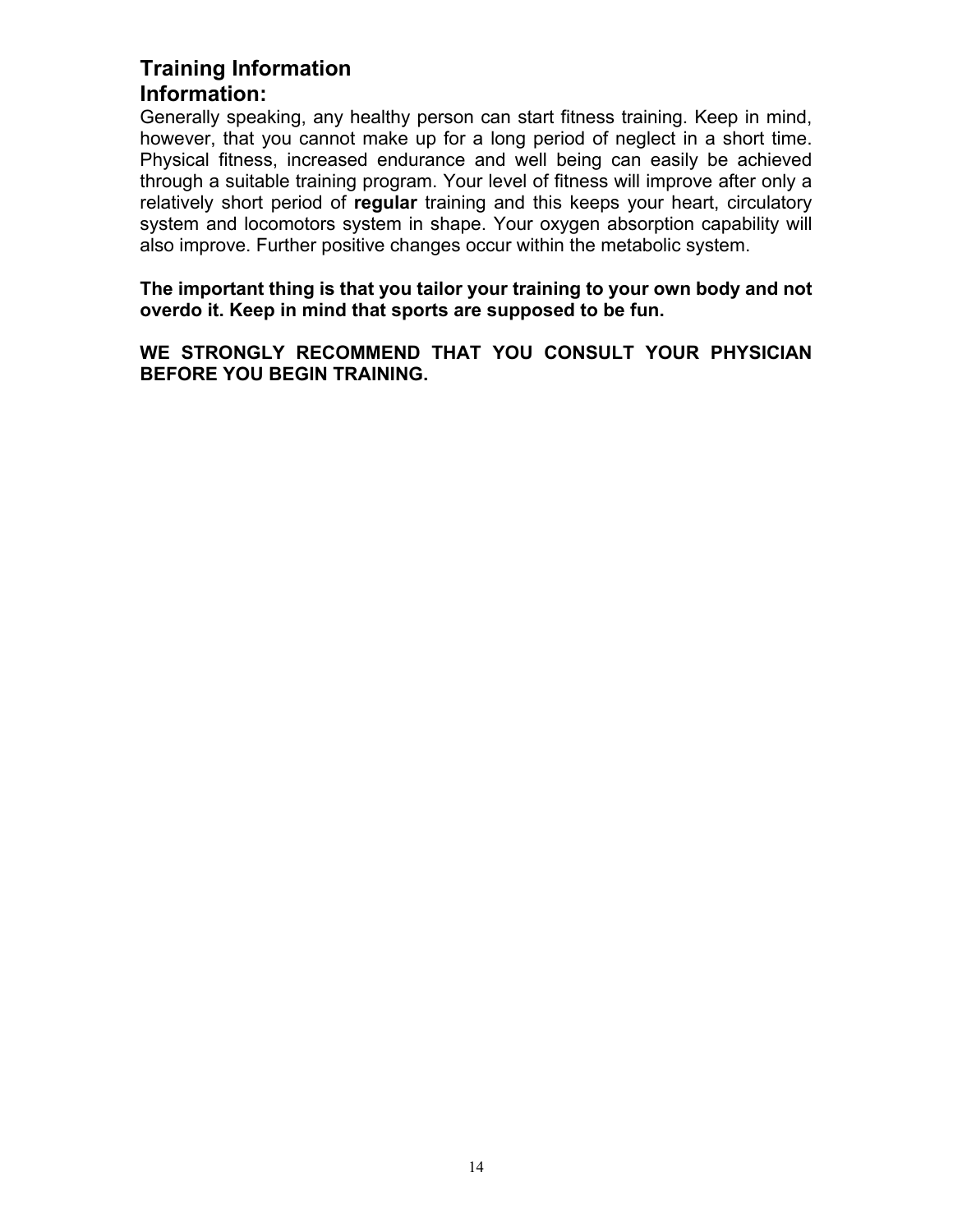# Training Information

## Information:

Generally speaking, any healthy person can start fitness training. Keep in mind, however, that you cannot make up for a long period of neglect in a short time. Physical fitness, increased endurance and well being can easily be achieved through a suitable training program. Your level of fitness will improve after only a relatively short period of **regular** training and this keeps your heart, circulatory system and locomotors system in shape. Your oxygen absorption capability will also improve. Further positive changes occur within the metabolic system.

**The important thing is that you tailor your training to your own body and not overdo it. Keep in mind that sports are supposed to be fun.**

**WE STRONGLY RECOMMEND THAT YOU CONSULT YOUR PHYSICIAN BEFORE YOU BEGIN TRAINING.**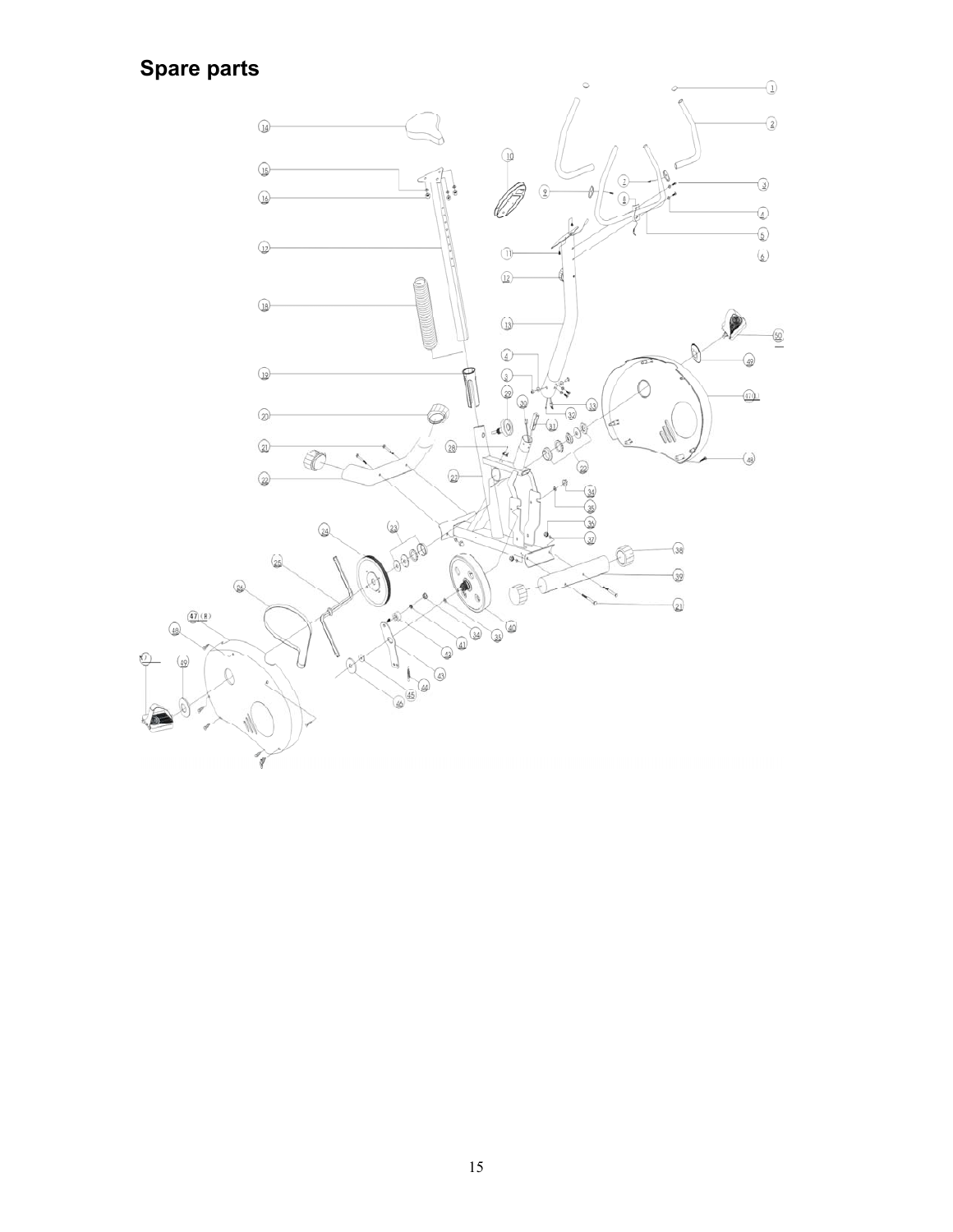# Spare parts